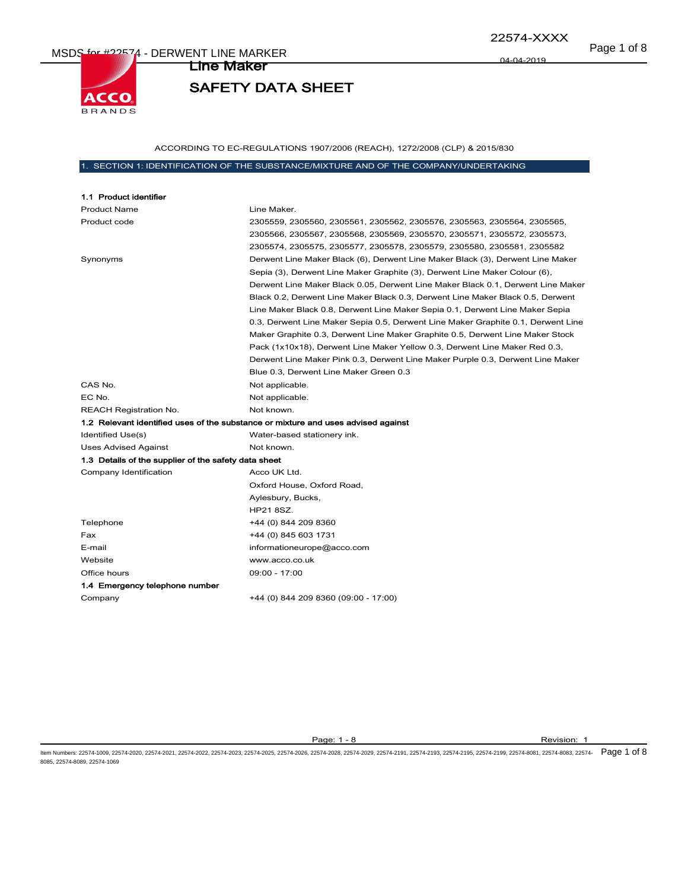# Line Maker

# SAFETY DATA SHEET

ACCORDING TO EC-REGULATIONS 1907/2006 (REACH), 1272/2008 (CLP) & 2015/830

## 1. SECTION 1: IDENTIFICATION OF THE SUBSTANCE/MIXTURE AND OF THE COMPANY/UNDERTAKING

### 1.1 Product identifier

| | |
|---|---|
| Product Name | Line Maker. |
| Product code | 2305559, 2305560, 2305561, 2305562, 2305576, 2305563, 2305564, 2305565, 2305566, 2305567, 2305568, 2305569, 2305570, 2305571, 2305572, 2305573, 2305574, 2305575, 2305577, 2305578, 2305579, 2305580, 2305581, 2305582 |
| Synonyms | Derwent Line Maker Black (6), Derwent Line Maker Black (3), Derwent Line Maker Sepia (3), Derwent Line Maker Graphite (3), Derwent Line Maker Colour (6), Derwent Line Maker Black 0.05, Derwent Line Maker Black 0.1, Derwent Line Maker Black 0.2, Derwent Line Maker Black 0.3, Derwent Line Maker Black 0.5, Derwent Line Maker Black 0.8, Derwent Line Maker Sepia 0.1, Derwent Line Maker Sepia 0.3, Derwent Line Maker Sepia 0.5, Derwent Line Maker Graphite 0.1, Derwent Line Maker Graphite 0.3, Derwent Line Maker Graphite 0.5, Derwent Line Maker Stock Pack (1x10x18), Derwent Line Maker Yellow 0.3, Derwent Line Maker Red 0.3, Derwent Line Maker Pink 0.3, Derwent Line Maker Purple 0.3, Derwent Line Maker Blue 0.3, Derwent Line Maker Green 0.3 |
| CAS No. | Not applicable. |
| EC No. | Not applicable. |
| REACH Registration No. | Not known. |

### 1.2 Relevant identified uses of the substance or mixture and uses advised against

| | |
|---|---|
| Identified Use(s) | Water-based stationery ink. |
| Uses Advised Against | Not known. |

### 1.3 Details of the supplier of the safety data sheet

| | |
|---|---|
| Company Identification | Acco UK Ltd.<br>Oxford House, Oxford Road,<br>Aylesbury, Bucks,<br>HP21 8SZ. |
| Telephone | +44 (0) 844 209 8360 |
| Fax | +44 (0) 845 603 1731 |
| E-mail | informationeurope@acco.com |
| Website | www.acco.co.uk |
| Office hours | 09:00 - 17:00 |

### 1.4 Emergency telephone number

| | |
|---|---|
| Company | +44 (0) 844 209 8360 (09:00 - 17:00) |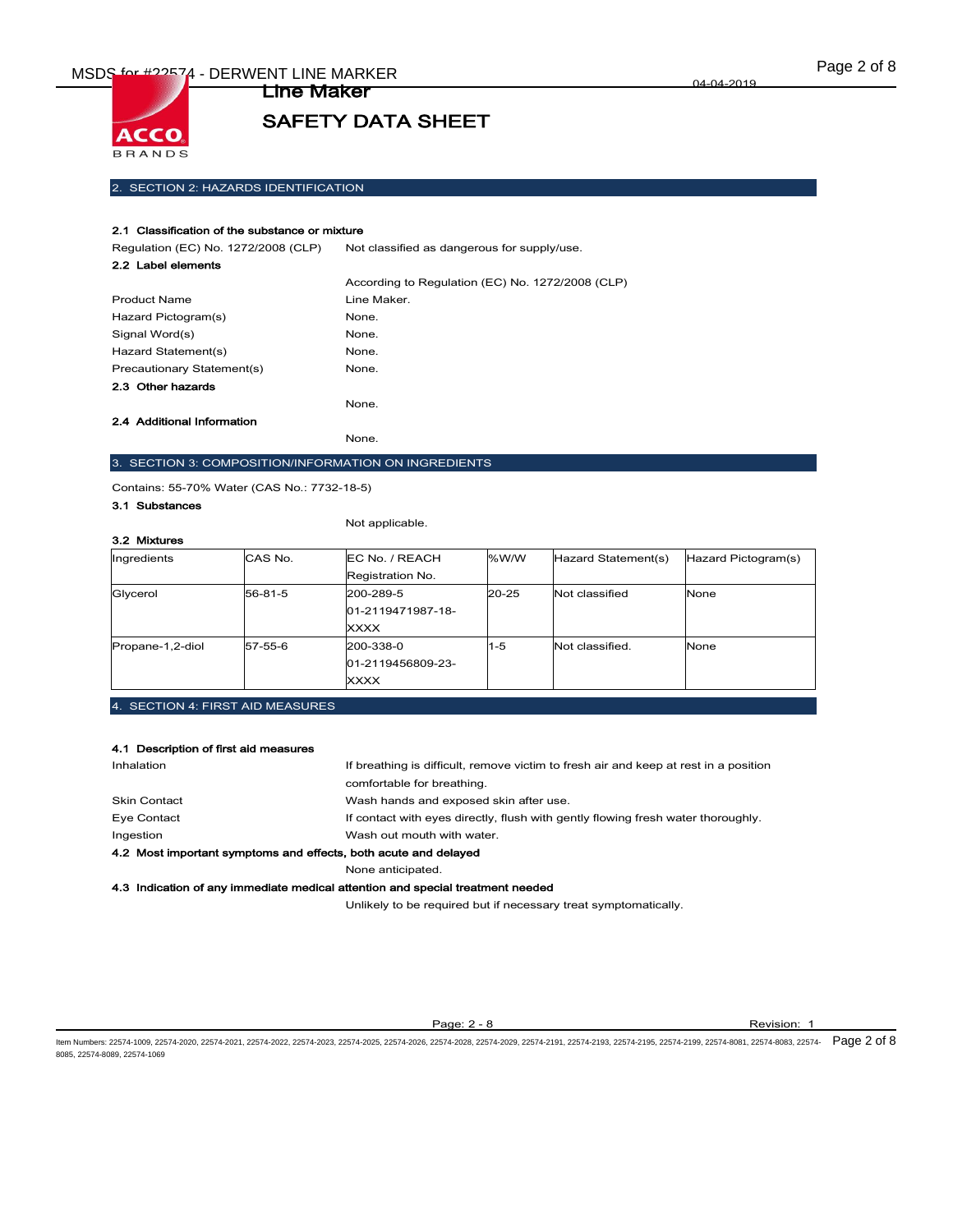## 2. SECTION 2: HAZARDS IDENTIFICATION

**2.1 Classification of the substance or mixture**

Regulation (EC) No. 1272/2008 (CLP) Not classified as dangerous for supply/use.

**2.2 Label elements**

According to Regulation (EC) No. 1272/2008 (CLP)

| | |
|---|---|
| Product Name | Line Maker. |
| Hazard Pictogram(s) | None. |
| Signal Word(s) | None. |
| Hazard Statement(s) | None. |
| Precautionary Statement(s) | None. |

**2.3 Other hazards**

None.

**2.4 Additional Information**

None.

## 3. SECTION 3: COMPOSITION/INFORMATION ON INGREDIENTS

Contains: 55-70% Water (CAS No.: 7732-18-5)

**3.1 Substances**

Not applicable.

**3.2 Mixtures**

| Ingredients | CAS No. | EC No. / REACH Registration No. | %W/W | Hazard Statement(s) | Hazard Pictogram(s) |
|---|---|---|---|---|---|
| Glycerol | 56-81-5 | 200-289-5 01-2119471987-18-XXXX | 20-25 | Not classified | None |
| Propane-1,2-diol | 57-55-6 | 200-338-0 01-2119456809-23-XXXX | 1-5 | Not classified. | None |

## 4. SECTION 4: FIRST AID MEASURES

**4.1 Description of first aid measures**

| | |
|---|---|
| Inhalation | If breathing is difficult, remove victim to fresh air and keep at rest in a position comfortable for breathing. |
| Skin Contact | Wash hands and exposed skin after use. |
| Eye Contact | If contact with eyes directly, flush with gently flowing fresh water thoroughly. |
| Ingestion | Wash out mouth with water. |

**4.2 Most important symptoms and effects, both acute and delayed**

None anticipated.

**4.3 Indication of any immediate medical attention and special treatment needed**

Unlikely to be required but if necessary treat symptomatically.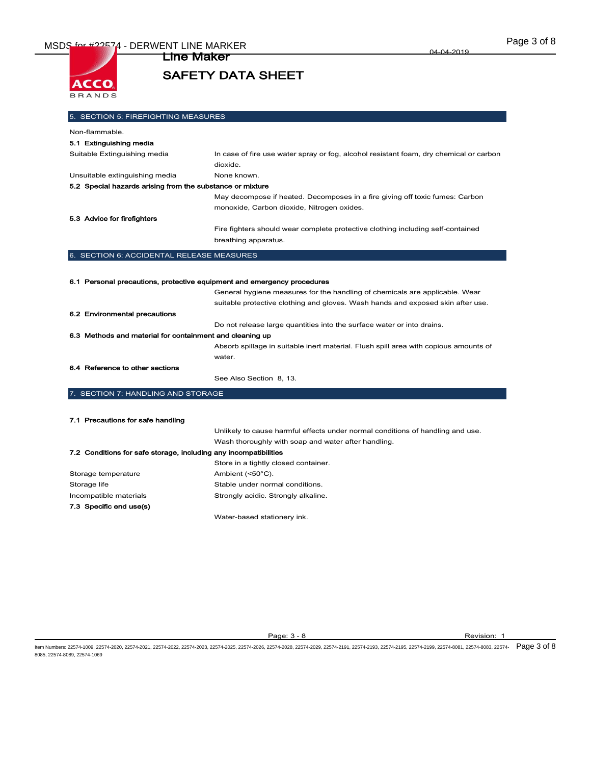## 5. SECTION 5: FIREFIGHTING MEASURES

Non-flammable.

### 5.1 Extinguishing media

| | |
|---|---|
| Suitable Extinguishing media | In case of fire use water spray or fog, alcohol resistant foam, dry chemical or carbon dioxide. |
| Unsuitable extinguishing media | None known. |

### 5.2 Special hazards arising from the substance or mixture

May decompose if heated. Decomposes in a fire giving off toxic fumes: Carbon monoxide, Carbon dioxide, Nitrogen oxides.

### 5.3 Advice for firefighters

Fire fighters should wear complete protective clothing including self-contained breathing apparatus.

## 6. SECTION 6: ACCIDENTAL RELEASE MEASURES

### 6.1 Personal precautions, protective equipment and emergency procedures

General hygiene measures for the handling of chemicals are applicable. Wear suitable protective clothing and gloves. Wash hands and exposed skin after use.

### 6.2 Environmental precautions

Do not release large quantities into the surface water or into drains.

### 6.3 Methods and material for containment and cleaning up

Absorb spillage in suitable inert material. Flush spill area with copious amounts of water.

### 6.4 Reference to other sections

See Also Section 8, 13.

## 7. SECTION 7: HANDLING AND STORAGE

### 7.1 Precautions for safe handling

Unlikely to cause harmful effects under normal conditions of handling and use. Wash thoroughly with soap and water after handling.

### 7.2 Conditions for safe storage, including any incompatibilities

Store in a tightly closed container.

| | |
|---|---|
| Storage temperature | Ambient (<50°C). |
| Storage life | Stable under normal conditions. |
| Incompatible materials | Strongly acidic. Strongly alkaline. |

### 7.3 Specific end use(s)

Water-based stationery ink.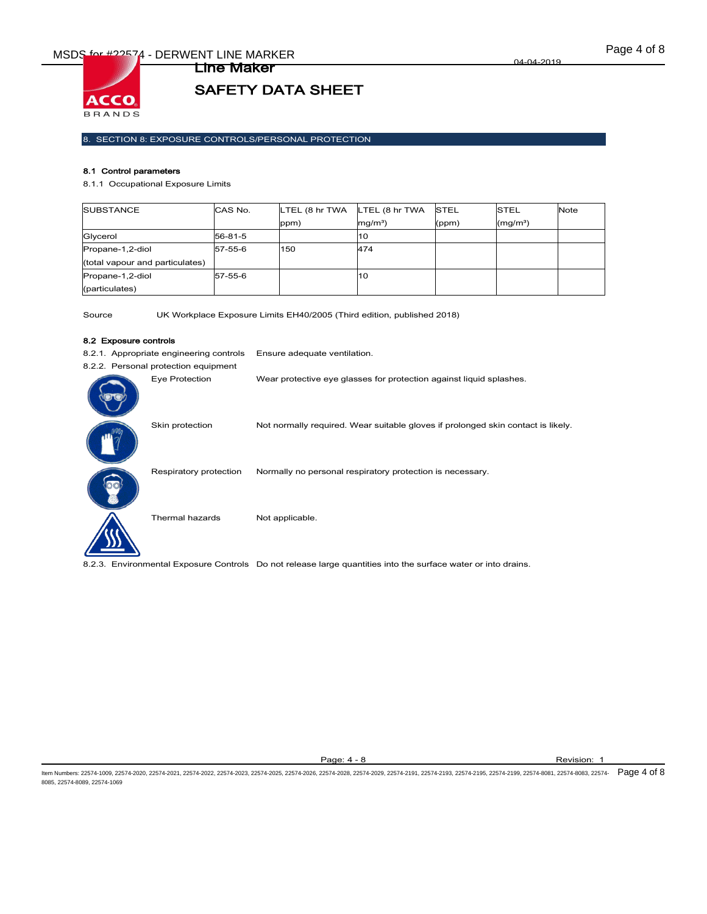## 8. SECTION 8: EXPOSURE CONTROLS/PERSONAL PROTECTION

### 8.1 Control parameters

8.1.1 Occupational Exposure Limits

| SUBSTANCE | CAS No. | LTEL (8 hr TWA ppm) | LTEL (8 hr TWA mg/m³) | STEL (ppm) | STEL (mg/m³) | Note |
|---|---|---|---|---|---|---|
| Glycerol | 56-81-5 | | 10 | | | |
| Propane-1,2-diol (total vapour and particulates) | 57-55-6 | 150 | 474 | | | |
| Propane-1,2-diol (particulates) | 57-55-6 | | 10 | | | |

Source UK Workplace Exposure Limits EH40/2005 (Third edition, published 2018)

### 8.2 Exposure controls

8.2.1. Appropriate engineering controls Ensure adequate ventilation.

8.2.2. Personal protection equipment

Eye Protection: Wear protective eye glasses for protection against liquid splashes.

Skin protection: Not normally required. Wear suitable gloves if prolonged skin contact is likely.

Respiratory protection: Normally no personal respiratory protection is necessary.

Thermal hazards: Not applicable.

8.2.3. Environmental Exposure Controls Do not release large quantities into the surface water or into drains.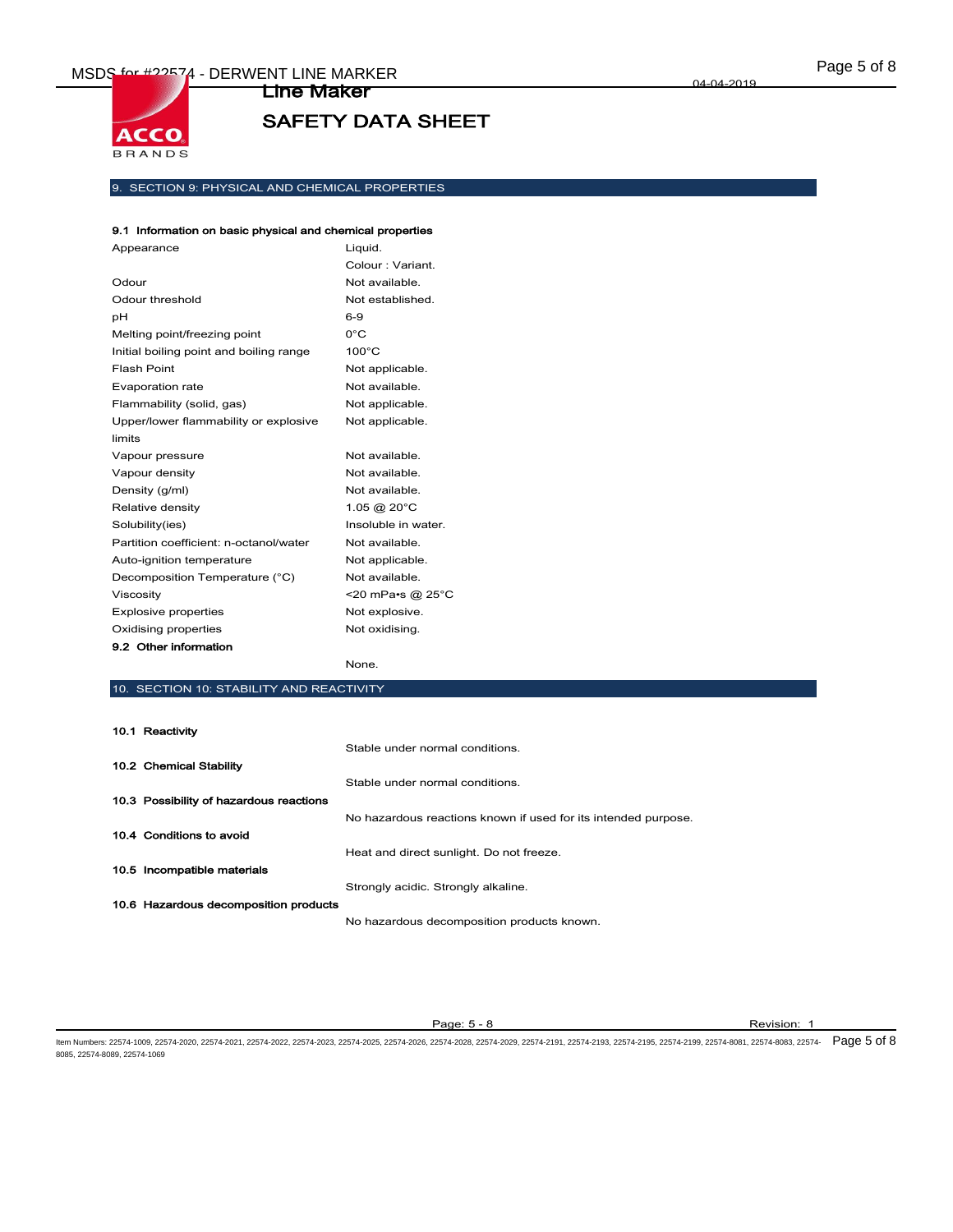## 9. SECTION 9: PHYSICAL AND CHEMICAL PROPERTIES

### 9.1 Information on basic physical and chemical properties

| Property | Value |
|---|---|
| Appearance | Liquid. Colour : Variant. |
| Odour | Not available. |
| Odour threshold | Not established. |
| pH | 6-9 |
| Melting point/freezing point | 0°C |
| Initial boiling point and boiling range | 100°C |
| Flash Point | Not applicable. |
| Evaporation rate | Not available. |
| Flammability (solid, gas) | Not applicable. |
| Upper/lower flammability or explosive limits | Not applicable. |
| Vapour pressure | Not available. |
| Vapour density | Not available. |
| Density (g/ml) | Not available. |
| Relative density | 1.05 @ 20°C |
| Solubility(ies) | Insoluble in water. |
| Partition coefficient: n-octanol/water | Not available. |
| Auto-ignition temperature | Not applicable. |
| Decomposition Temperature (°C) | Not available. |
| Viscosity | <20 mPa•s @ 25°C |
| Explosive properties | Not explosive. |
| Oxidising properties | Not oxidising. |

### 9.2 Other information

None.

## 10. SECTION 10: STABILITY AND REACTIVITY

### 10.1 Reactivity

Stable under normal conditions.

### 10.2 Chemical Stability

Stable under normal conditions.

### 10.3 Possibility of hazardous reactions

No hazardous reactions known if used for its intended purpose.

### 10.4 Conditions to avoid

Heat and direct sunlight. Do not freeze.

### 10.5 Incompatible materials

Strongly acidic. Strongly alkaline.

### 10.6 Hazardous decomposition products

No hazardous decomposition products known.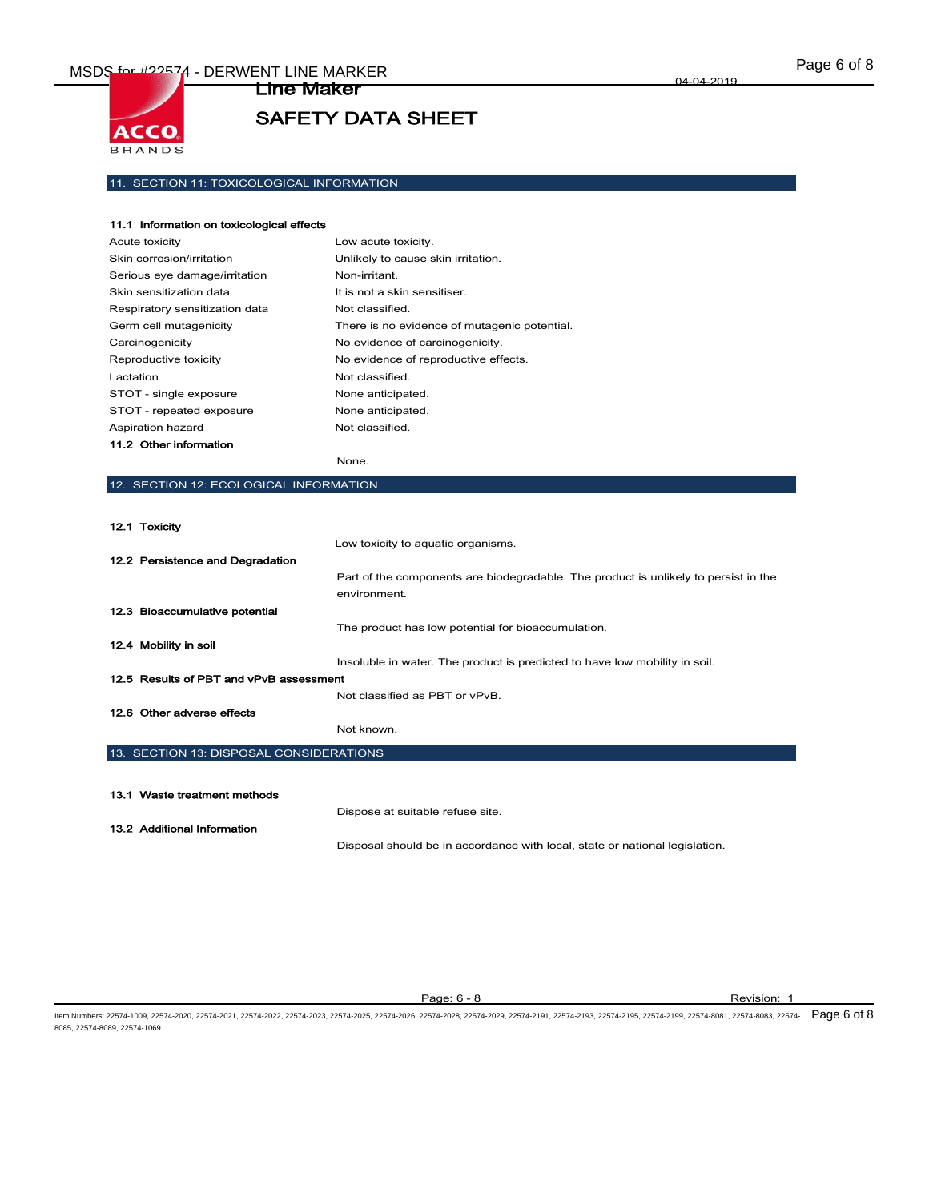## 11. SECTION 11: TOXICOLOGICAL INFORMATION

### 11.1 Information on toxicological effects

| | |
|---|---|
| Acute toxicity | Low acute toxicity. |
| Skin corrosion/irritation | Unlikely to cause skin irritation. |
| Serious eye damage/irritation | Non-irritant. |
| Skin sensitization data | It is not a skin sensitiser. |
| Respiratory sensitization data | Not classified. |
| Germ cell mutagenicity | There is no evidence of mutagenic potential. |
| Carcinogenicity | No evidence of carcinogenicity. |
| Reproductive toxicity | No evidence of reproductive effects. |
| Lactation | Not classified. |
| STOT - single exposure | None anticipated. |
| STOT - repeated exposure | None anticipated. |
| Aspiration hazard | Not classified. |

### 11.2 Other information

None.

## 12. SECTION 12: ECOLOGICAL INFORMATION

### 12.1 Toxicity

Low toxicity to aquatic organisms.

### 12.2 Persistence and Degradation

Part of the components are biodegradable. The product is unlikely to persist in the environment.

### 12.3 Bioaccumulative potential

The product has low potential for bioaccumulation.

### 12.4 Mobility in soil

Insoluble in water. The product is predicted to have low mobility in soil.

### 12.5 Results of PBT and vPvB assessment

Not classified as PBT or vPvB.

### 12.6 Other adverse effects

Not known.

## 13. SECTION 13: DISPOSAL CONSIDERATIONS

### 13.1 Waste treatment methods

Dispose at suitable refuse site.

### 13.2 Additional Information

Disposal should be in accordance with local, state or national legislation.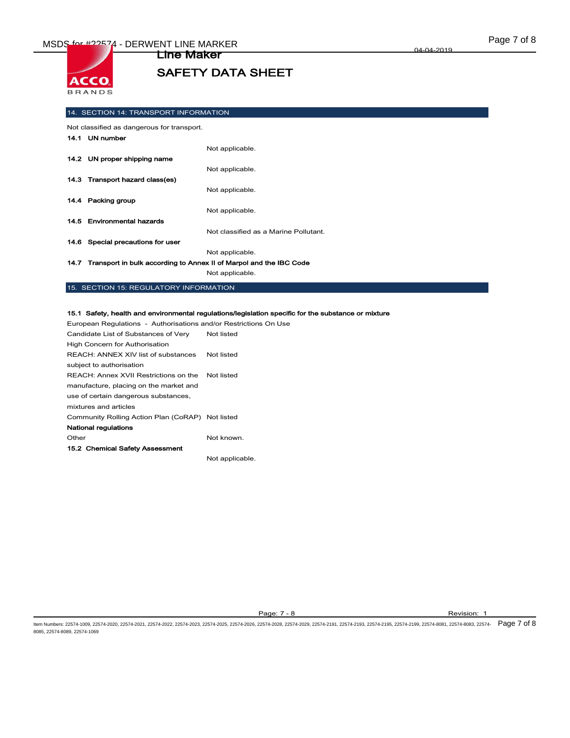## 14. SECTION 14: TRANSPORT INFORMATION

Not classified as dangerous for transport.

**14.1 UN number**

Not applicable.

**14.2 UN proper shipping name**

Not applicable.

**14.3 Transport hazard class(es)**

Not applicable.

**14.4 Packing group**

Not applicable.

**14.5 Environmental hazards**

Not classified as a Marine Pollutant.

**14.6 Special precautions for user**

Not applicable.

**14.7 Transport in bulk according to Annex II of Marpol and the IBC Code**

Not applicable.

## 15. SECTION 15: REGULATORY INFORMATION

**15.1 Safety, health and environmental regulations/legislation specific for the substance or mixture**

European Regulations - Authorisations and/or Restrictions On Use

| | |
|---|---|
| Candidate List of Substances of Very High Concern for Authorisation | Not listed |
| REACH: ANNEX XIV list of substances subject to authorisation | Not listed |
| REACH: Annex XVII Restrictions on the manufacture, placing on the market and use of certain dangerous substances, mixtures and articles | Not listed |
| Community Rolling Action Plan (CoRAP) | Not listed |

**National regulations**

| | |
|---|---|
| Other | Not known. |

**15.2 Chemical Safety Assessment**

Not applicable.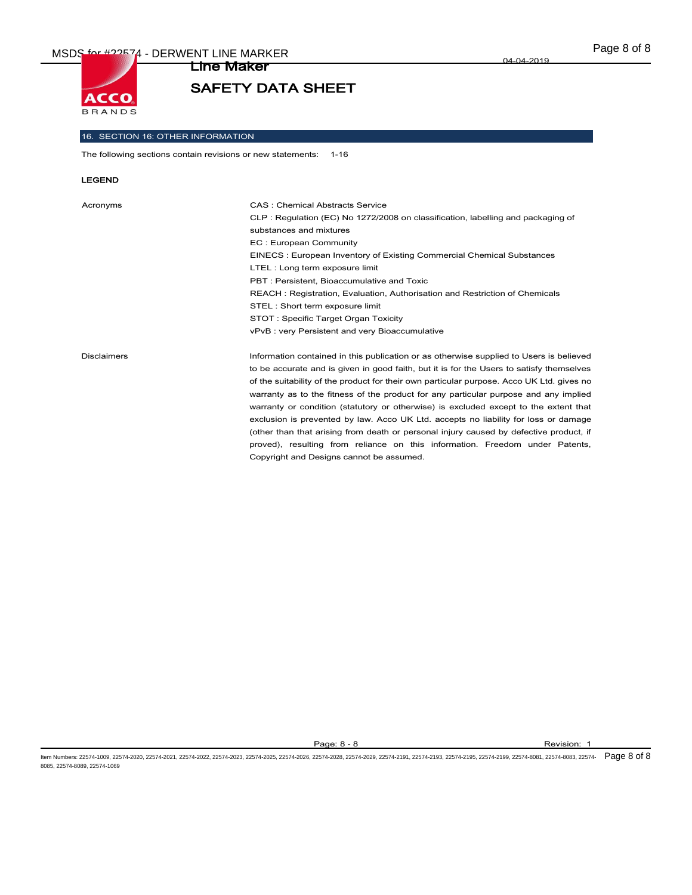## 16. SECTION 16: OTHER INFORMATION

The following sections contain revisions or new statements: 1-16

### LEGEND

| | |
|---|---|
| Acronyms | CAS : Chemical Abstracts Service<br>CLP : Regulation (EC) No 1272/2008 on classification, labelling and packaging of substances and mixtures<br>EC : European Community<br>EINECS : European Inventory of Existing Commercial Chemical Substances<br>LTEL : Long term exposure limit<br>PBT : Persistent, Bioaccumulative and Toxic<br>REACH : Registration, Evaluation, Authorisation and Restriction of Chemicals<br>STEL : Short term exposure limit<br>STOT : Specific Target Organ Toxicity<br>vPvB : very Persistent and very Bioaccumulative |
| Disclaimers | Information contained in this publication or as otherwise supplied to Users is believed to be accurate and is given in good faith, but it is for the Users to satisfy themselves of the suitability of the product for their own particular purpose. Acco UK Ltd. gives no warranty as to the fitness of the product for any particular purpose and any implied warranty or condition (statutory or otherwise) is excluded except to the extent that exclusion is prevented by law. Acco UK Ltd. accepts no liability for loss or damage (other than that arising from death or personal injury caused by defective product, if proved), resulting from reliance on this information. Freedom under Patents, Copyright and Designs cannot be assumed. |

Revision: 1

Item Numbers: 22574-1009, 22574-2020, 22574-2021, 22574-2022, 22574-2023, 22574-2025, 22574-2026, 22574-2028, 22574-2029, 22574-2191, 22574-2193, 22574-2195, 22574-2199, 22574-8081, 22574-8083, 22574-8085, 22574-8089, 22574-1069